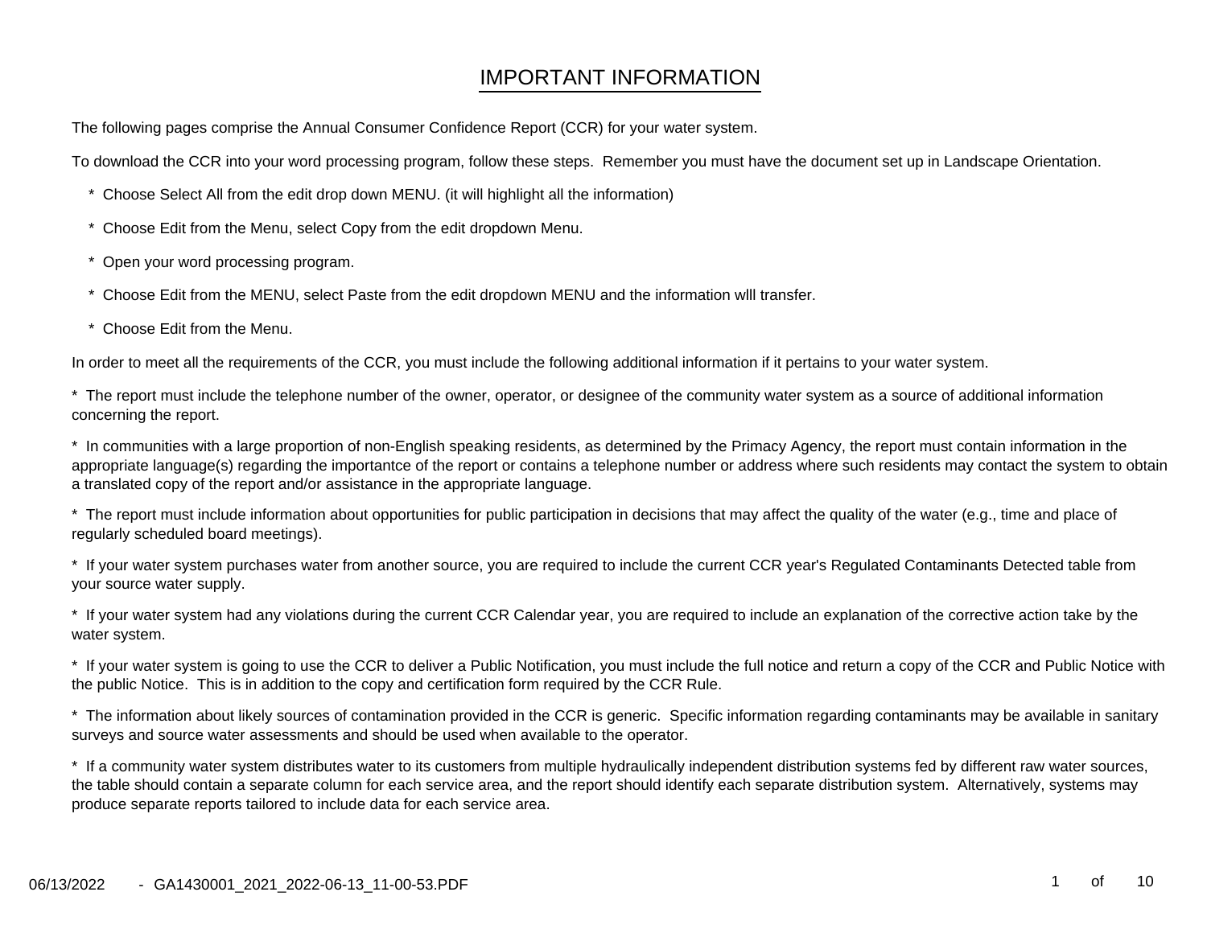# IMPORTANT INFORMATION

The following pages comprise the Annual Consumer Confidence Report (CCR) for your water system.

To download the CCR into your word processing program, follow these steps. Remember you must have the document set up in Landscape Orientation.

* Choose Select All from the edit drop down MENU. (it will highlight all the information)
* Choose Edit from the Menu, select Copy from the edit dropdown Menu.
* Open your word processing program.
* Choose Edit from the MENU, select Paste from the edit dropdown MENU and the information wlll transfer.
* Choose Edit from the Menu.

In order to meet all the requirements of the CCR, you must include the following additional information if it pertains to your water system.

* The report must include the telephone number of the owner, operator, or designee of the community water system as a source of additional information concerning the report.

* In communities with a large proportion of non-English speaking residents, as determined by the Primacy Agency, the report must contain information in the appropriate language(s) regarding the importantce of the report or contains a telephone number or address where such residents may contact the system to obtain a translated copy of the report and/or assistance in the appropriate language.

* The report must include information about opportunities for public participation in decisions that may affect the quality of the water (e.g., time and place of regularly scheduled board meetings).

* If your water system purchases water from another source, you are required to include the current CCR year's Regulated Contaminants Detected table from your source water supply.

* If your water system had any violations during the current CCR Calendar year, you are required to include an explanation of the corrective action take by the water system.

* If your water system is going to use the CCR to deliver a Public Notification, you must include the full notice and return a copy of the CCR and Public Notice with the public Notice. This is in addition to the copy and certification form required by the CCR Rule.

* The information about likely sources of contamination provided in the CCR is generic. Specific information regarding contaminants may be available in sanitary surveys and source water assessments and should be used when available to the operator.

* If a community water system distributes water to its customers from multiple hydraulically independent distribution systems fed by different raw water sources, the table should contain a separate column for each service area, and the report should identify each separate distribution system. Alternatively, systems may produce separate reports tailored to include data for each service area.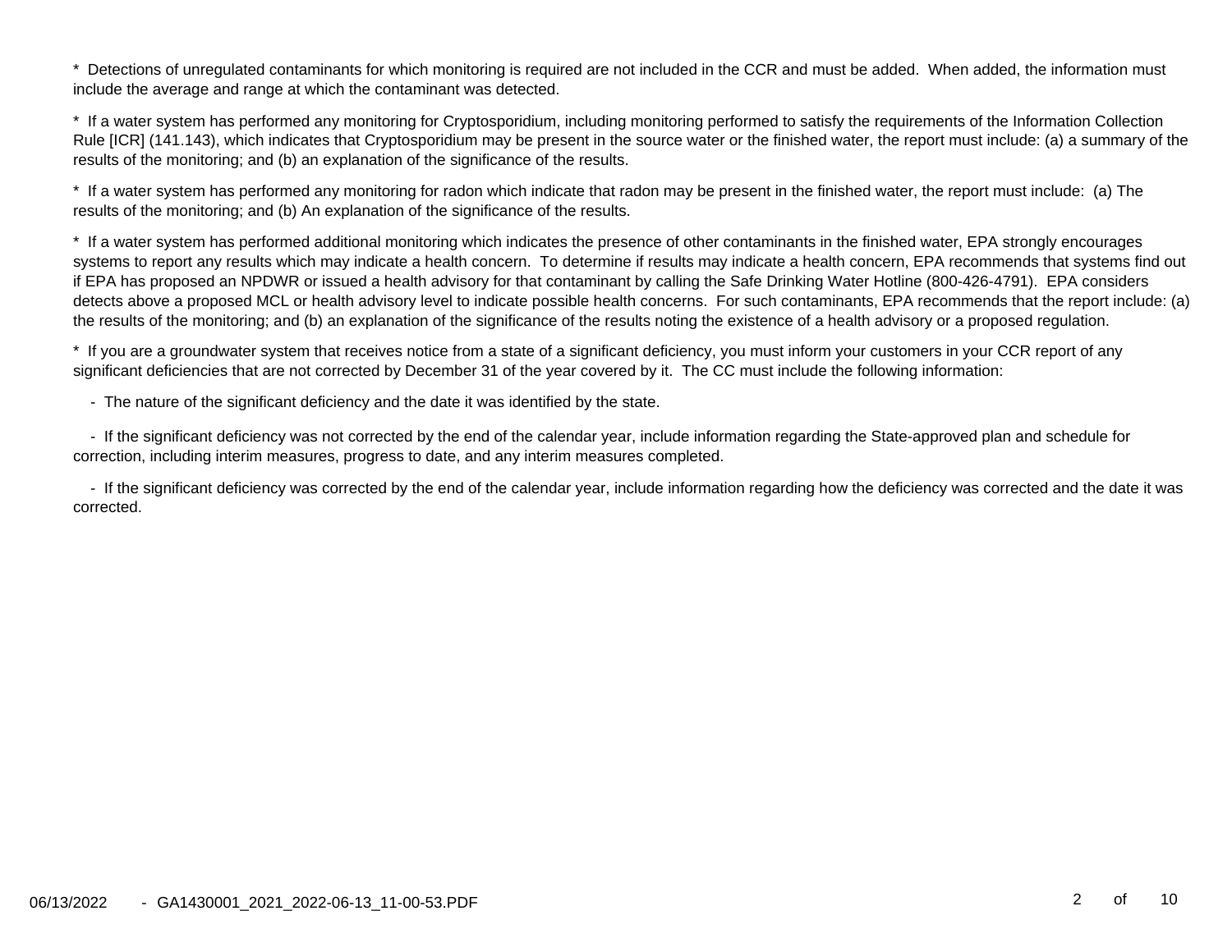\* Detections of unregulated contaminants for which monitoring is required are not included in the CCR and must be added. When added, the information must include the average and range at which the contaminant was detected.

\* If a water system has performed any monitoring for Cryptosporidium, including monitoring performed to satisfy the requirements of the Information Collection Rule [ICR] (141.143), which indicates that Cryptosporidium may be present in the source water or the finished water, the report must include: (a) a summary of the results of the monitoring; and (b) an explanation of the significance of the results.

\* If a water system has performed any monitoring for radon which indicate that radon may be present in the finished water, the report must include: (a) The results of the monitoring; and (b) An explanation of the significance of the results.

\* If a water system has performed additional monitoring which indicates the presence of other contaminants in the finished water, EPA strongly encourages systems to report any results which may indicate a health concern. To determine if results may indicate a health concern, EPA recommends that systems find out if EPA has proposed an NPDWR or issued a health advisory for that contaminant by calling the Safe Drinking Water Hotline (800-426-4791). EPA considers detects above a proposed MCL or health advisory level to indicate possible health concerns. For such contaminants, EPA recommends that the report include: (a) the results of the monitoring; and (b) an explanation of the significance of the results noting the existence of a health advisory or a proposed regulation.

\* If you are a groundwater system that receives notice from a state of a significant deficiency, you must inform your customers in your CCR report of any significant deficiencies that are not corrected by December 31 of the year covered by it. The CC must include the following information:

- The nature of the significant deficiency and the date it was identified by the state.
- If the significant deficiency was not corrected by the end of the calendar year, include information regarding the State-approved plan and schedule for correction, including interim measures, progress to date, and any interim measures completed.
- If the significant deficiency was corrected by the end of the calendar year, include information regarding how the deficiency was corrected and the date it was corrected.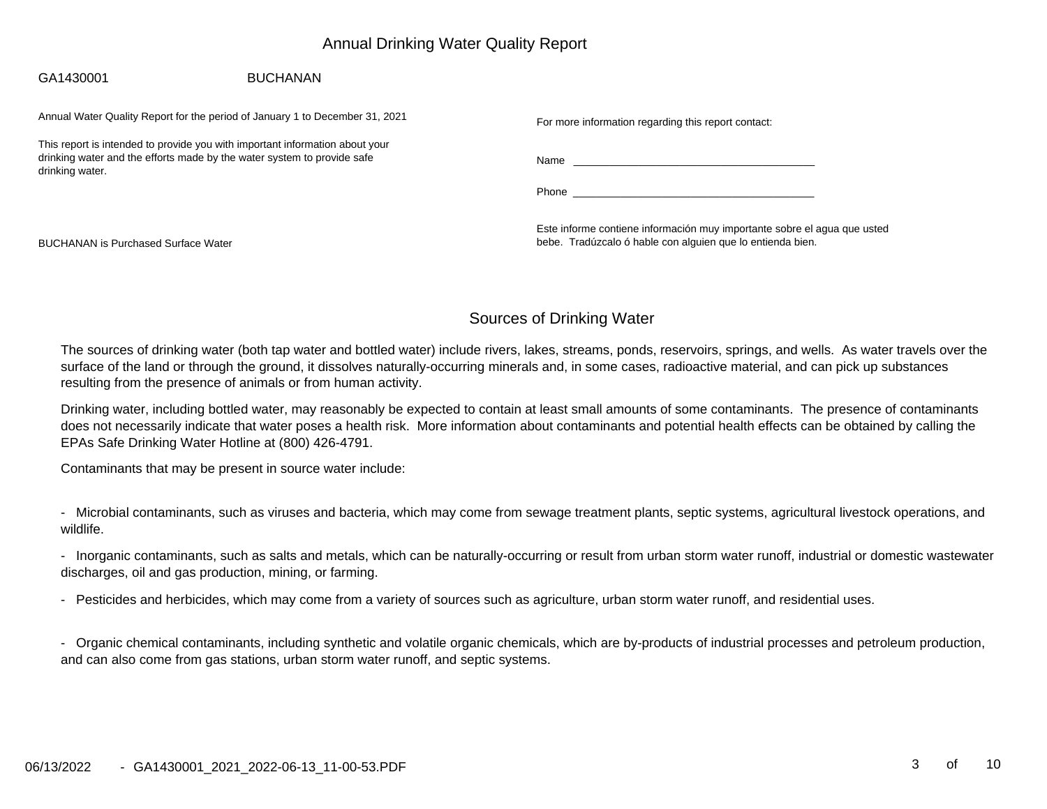# Annual Drinking Water Quality Report

GA1430001 BUCHANAN

Annual Water Quality Report for the period of January 1 to December 31, 2021

This report is intended to provide you with important information about your drinking water and the efforts made by the water system to provide safe drinking water.

BUCHANAN is Purchased Surface Water

For more information regarding this report contact:

Name ________________________________________

Phone ________________________________________

Este informe contiene información muy importante sobre el agua que usted bebe. Tradúzcalo ó hable con alguien que lo entienda bien.

## Sources of Drinking Water

The sources of drinking water (both tap water and bottled water) include rivers, lakes, streams, ponds, reservoirs, springs, and wells. As water travels over the surface of the land or through the ground, it dissolves naturally-occurring minerals and, in some cases, radioactive material, and can pick up substances resulting from the presence of animals or from human activity.

Drinking water, including bottled water, may reasonably be expected to contain at least small amounts of some contaminants. The presence of contaminants does not necessarily indicate that water poses a health risk. More information about contaminants and potential health effects can be obtained by calling the EPAs Safe Drinking Water Hotline at (800) 426-4791.

Contaminants that may be present in source water include:

- Microbial contaminants, such as viruses and bacteria, which may come from sewage treatment plants, septic systems, agricultural livestock operations, and wildlife.
- Inorganic contaminants, such as salts and metals, which can be naturally-occurring or result from urban storm water runoff, industrial or domestic wastewater discharges, oil and gas production, mining, or farming.
- Pesticides and herbicides, which may come from a variety of sources such as agriculture, urban storm water runoff, and residential uses.
- Organic chemical contaminants, including synthetic and volatile organic chemicals, which are by-products of industrial processes and petroleum production, and can also come from gas stations, urban storm water runoff, and septic systems.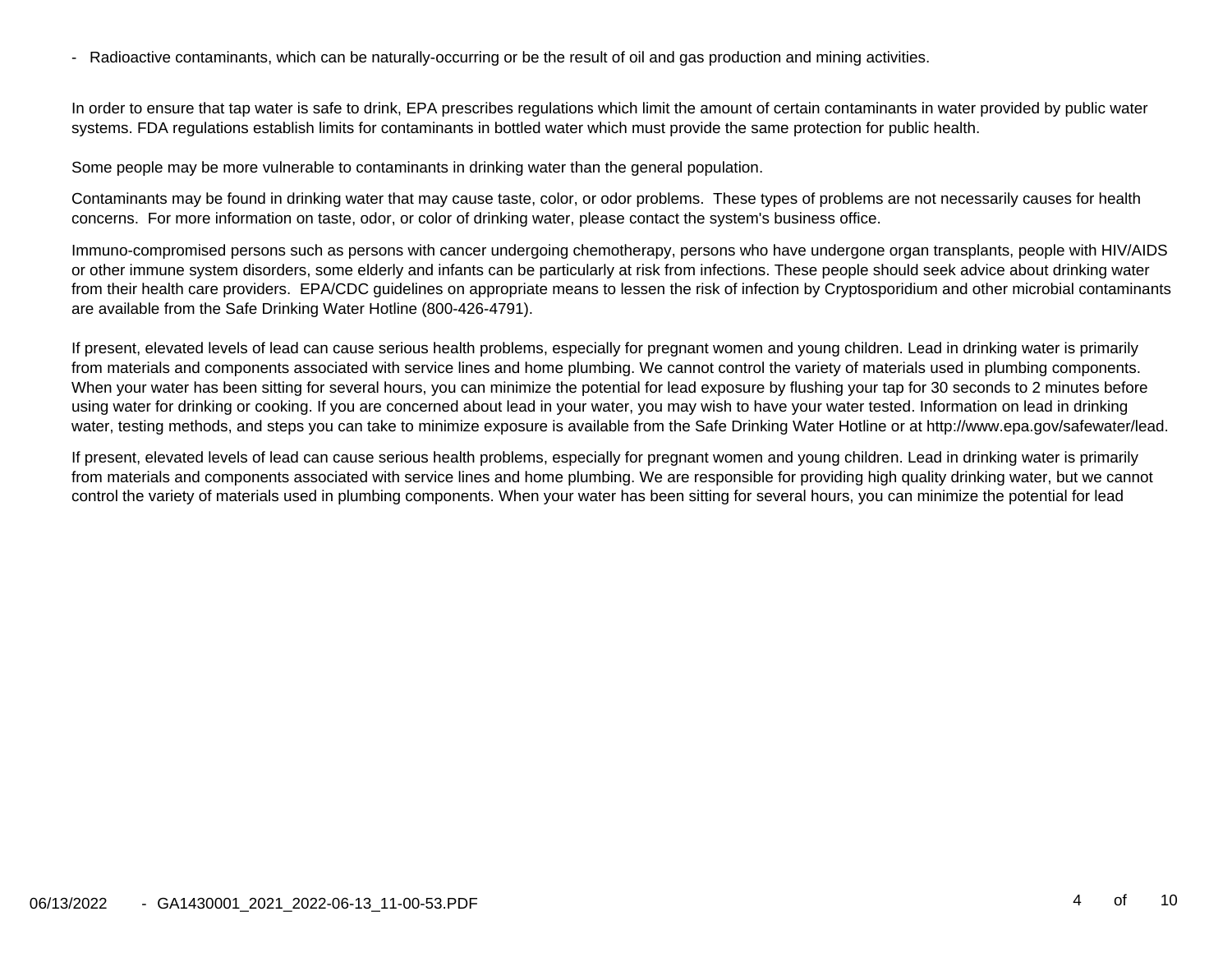- Radioactive contaminants, which can be naturally-occurring or be the result of oil and gas production and mining activities.

In order to ensure that tap water is safe to drink, EPA prescribes regulations which limit the amount of certain contaminants in water provided by public water systems. FDA regulations establish limits for contaminants in bottled water which must provide the same protection for public health.

Some people may be more vulnerable to contaminants in drinking water than the general population.

Contaminants may be found in drinking water that may cause taste, color, or odor problems. These types of problems are not necessarily causes for health concerns. For more information on taste, odor, or color of drinking water, please contact the system's business office.

Immuno-compromised persons such as persons with cancer undergoing chemotherapy, persons who have undergone organ transplants, people with HIV/AIDS or other immune system disorders, some elderly and infants can be particularly at risk from infections. These people should seek advice about drinking water from their health care providers. EPA/CDC guidelines on appropriate means to lessen the risk of infection by Cryptosporidium and other microbial contaminants are available from the Safe Drinking Water Hotline (800-426-4791).

If present, elevated levels of lead can cause serious health problems, especially for pregnant women and young children. Lead in drinking water is primarily from materials and components associated with service lines and home plumbing. We cannot control the variety of materials used in plumbing components. When your water has been sitting for several hours, you can minimize the potential for lead exposure by flushing your tap for 30 seconds to 2 minutes before using water for drinking or cooking. If you are concerned about lead in your water, you may wish to have your water tested. Information on lead in drinking water, testing methods, and steps you can take to minimize exposure is available from the Safe Drinking Water Hotline or at http://www.epa.gov/safewater/lead.

If present, elevated levels of lead can cause serious health problems, especially for pregnant women and young children. Lead in drinking water is primarily from materials and components associated with service lines and home plumbing. We are responsible for providing high quality drinking water, but we cannot control the variety of materials used in plumbing components. When your water has been sitting for several hours, you can minimize the potential for lead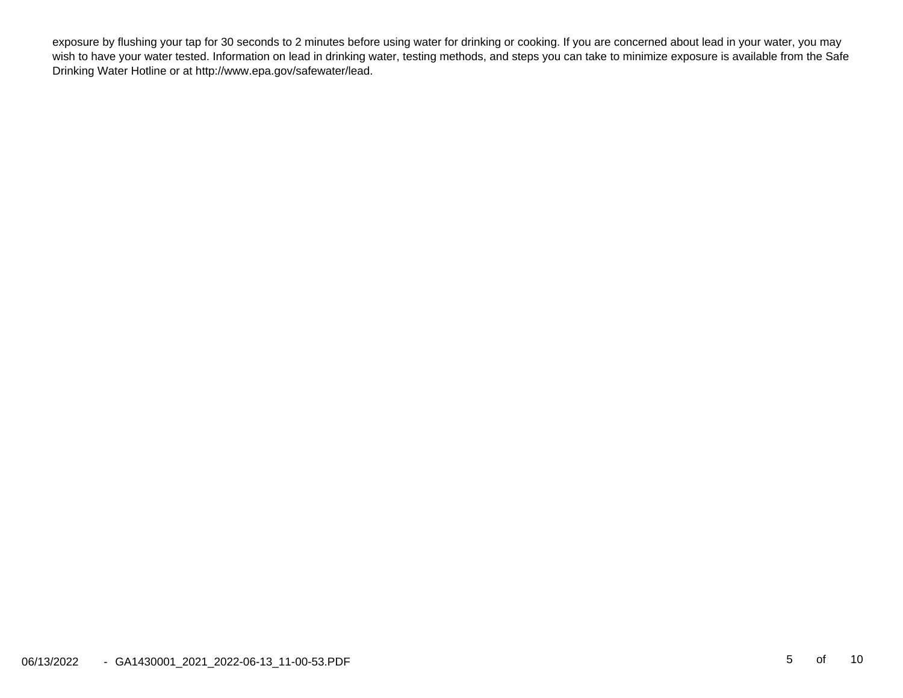exposure by flushing your tap for 30 seconds to 2 minutes before using water for drinking or cooking. If you are concerned about lead in your water, you may wish to have your water tested. Information on lead in drinking water, testing methods, and steps you can take to minimize exposure is available from the Safe Drinking Water Hotline or at http://www.epa.gov/safewater/lead.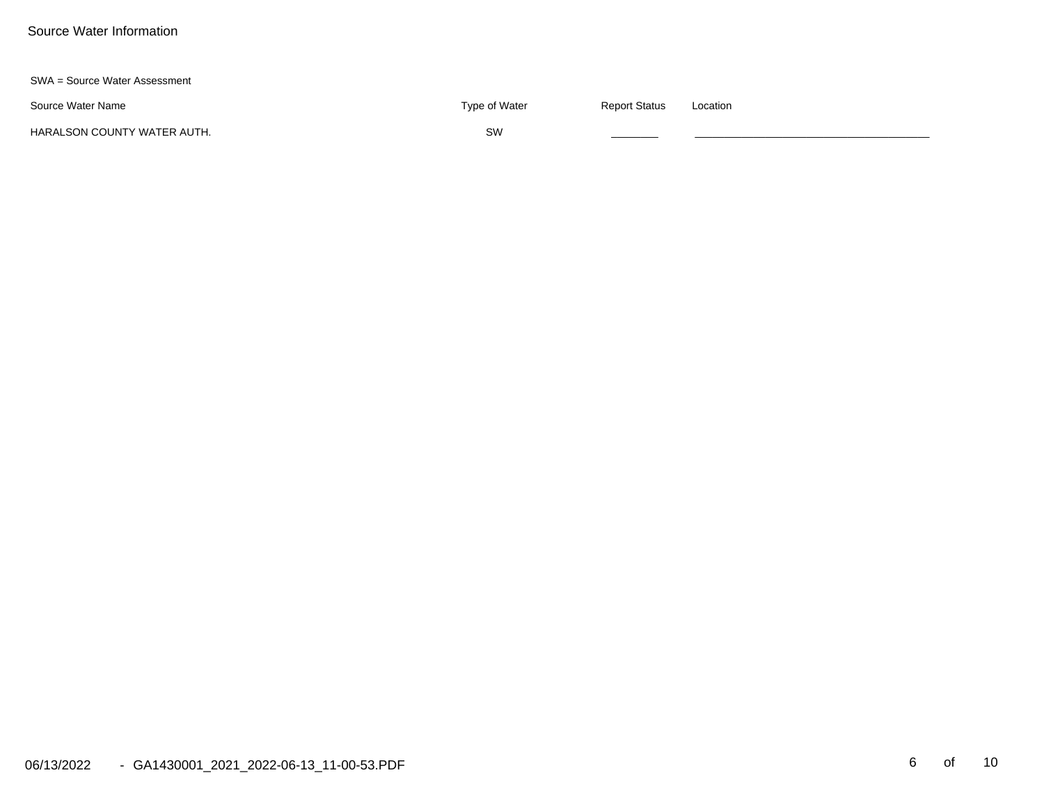# Source Water Information

SWA = Source Water Assessment

| Source Water Name | Type of Water | Report Status | Location |
| --- | --- | --- | --- |
| HARALSON COUNTY WATER AUTH. | SW | | |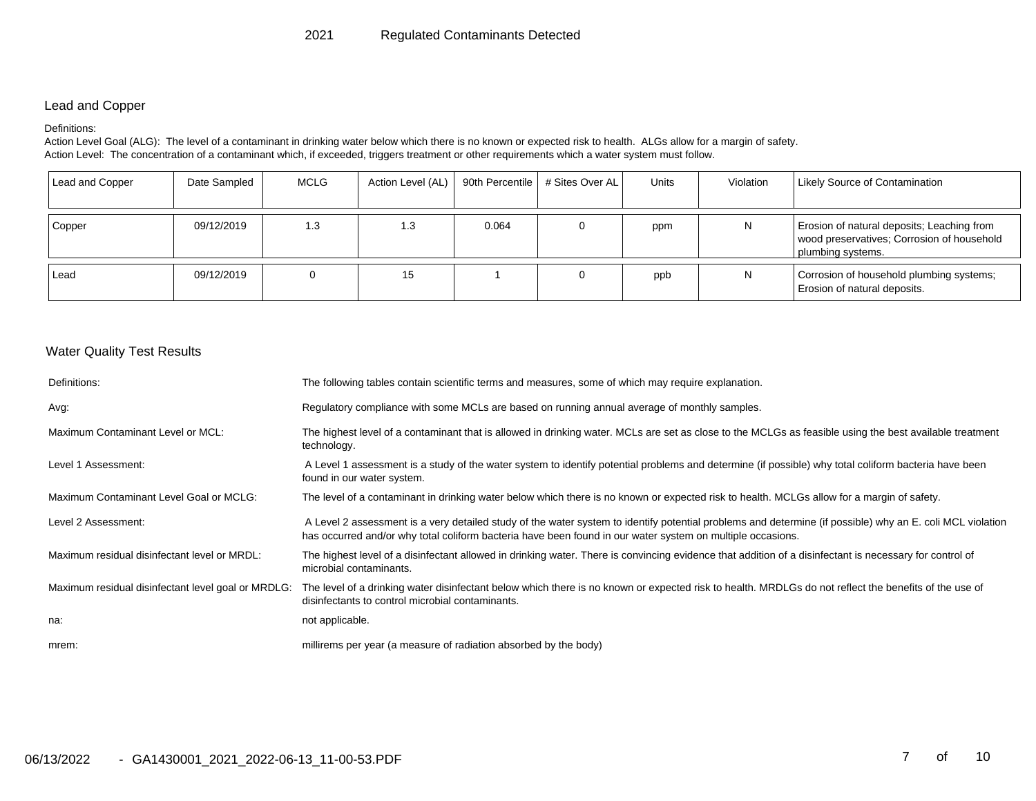# 2021 Regulated Contaminants Detected

## Lead and Copper

Definitions:

Action Level Goal (ALG): The level of a contaminant in drinking water below which there is no known or expected risk to health. ALGs allow for a margin of safety.

Action Level: The concentration of a contaminant which, if exceeded, triggers treatment or other requirements which a water system must follow.

| Lead and Copper | Date Sampled | MCLG | Action Level (AL) | 90th Percentile | # Sites Over AL | Units | Violation | Likely Source of Contamination |
|---|---|---|---|---|---|---|---|---|
| Copper | 09/12/2019 | 1.3 | 1.3 | 0.064 | 0 | ppm | N | Erosion of natural deposits; Leaching from wood preservatives; Corrosion of household plumbing systems. |
| Lead | 09/12/2019 | 0 | 15 | 1 | 0 | ppb | N | Corrosion of household plumbing systems; Erosion of natural deposits. |

## Water Quality Test Results

| | |
|---|---|
| Definitions: | The following tables contain scientific terms and measures, some of which may require explanation. |
| Avg: | Regulatory compliance with some MCLs are based on running annual average of monthly samples. |
| Maximum Contaminant Level or MCL: | The highest level of a contaminant that is allowed in drinking water. MCLs are set as close to the MCLGs as feasible using the best available treatment technology. |
| Level 1 Assessment: | A Level 1 assessment is a study of the water system to identify potential problems and determine (if possible) why total coliform bacteria have been found in our water system. |
| Maximum Contaminant Level Goal or MCLG: | The level of a contaminant in drinking water below which there is no known or expected risk to health. MCLGs allow for a margin of safety. |
| Level 2 Assessment: | A Level 2 assessment is a very detailed study of the water system to identify potential problems and determine (if possible) why an E. coli MCL violation has occurred and/or why total coliform bacteria have been found in our water system on multiple occasions. |
| Maximum residual disinfectant level or MRDL: | The highest level of a disinfectant allowed in drinking water. There is convincing evidence that addition of a disinfectant is necessary for control of microbial contaminants. |
| Maximum residual disinfectant level goal or MRDLG: | The level of a drinking water disinfectant below which there is no known or expected risk to health. MRDLGs do not reflect the benefits of the use of disinfectants to control microbial contaminants. |
| na: | not applicable. |
| mrem: | millirems per year (a measure of radiation absorbed by the body) |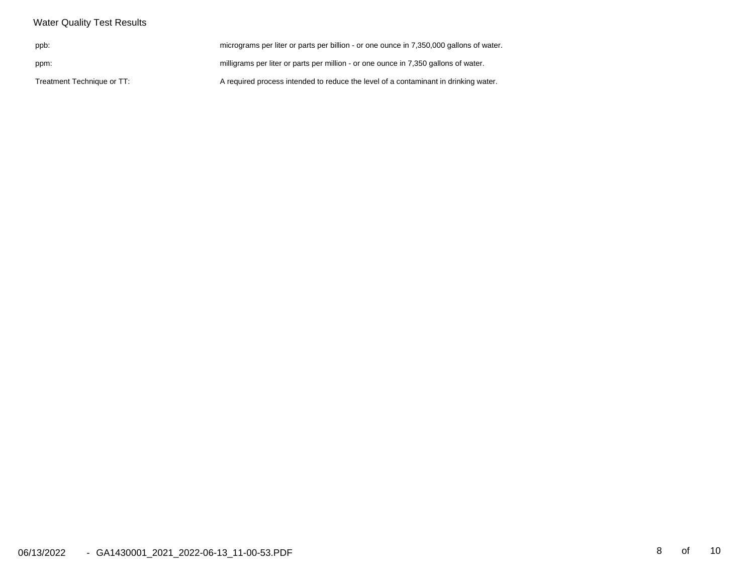Water Quality Test Results

| | |
|---|---|
| ppb: | micrograms per liter or parts per billion - or one ounce in 7,350,000 gallons of water. |
| ppm: | milligrams per liter or parts per million - or one ounce in 7,350 gallons of water. |
| Treatment Technique or TT: | A required process intended to reduce the level of a contaminant in drinking water. |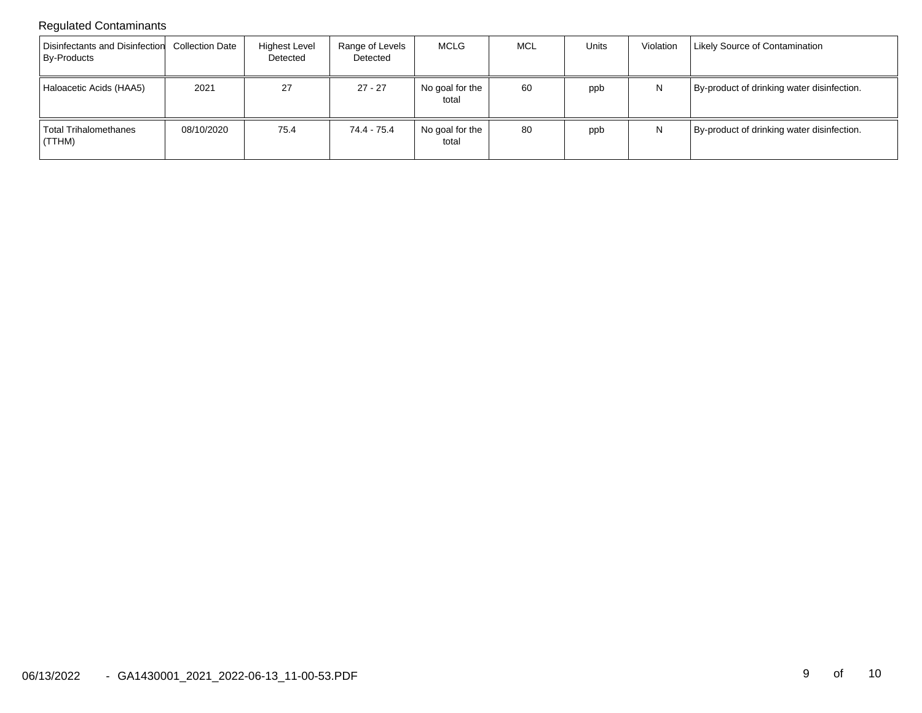## Regulated Contaminants

| Disinfectants and Disinfection By-Products | Collection Date | Highest Level Detected | Range of Levels Detected | MCLG | MCL | Units | Violation | Likely Source of Contamination |
|---|---|---|---|---|---|---|---|---|
| Haloacetic Acids (HAA5) | 2021 | 27 | 27 - 27 | No goal for the total | 60 | ppb | N | By-product of drinking water disinfection. |
| Total Trihalomethanes (TTHM) | 08/10/2020 | 75.4 | 74.4 - 75.4 | No goal for the total | 80 | ppb | N | By-product of drinking water disinfection. |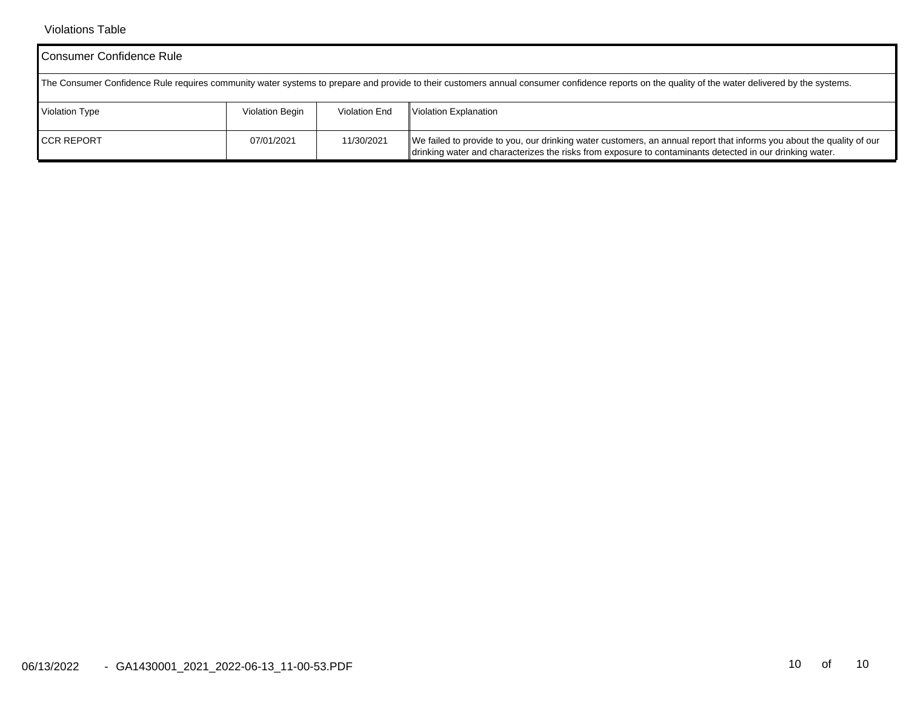Violations Table

| Consumer Confidence Rule | | | |
|---|---|---|---|
| The Consumer Confidence Rule requires community water systems to prepare and provide to their customers annual consumer confidence reports on the quality of the water delivered by the systems. | | | |
| Violation Type | Violation Begin | Violation End | Violation Explanation |
| CCR REPORT | 07/01/2021 | 11/30/2021 | We failed to provide to you, our drinking water customers, an annual report that informs you about the quality of our drinking water and characterizes the risks from exposure to contaminants detected in our drinking water. |